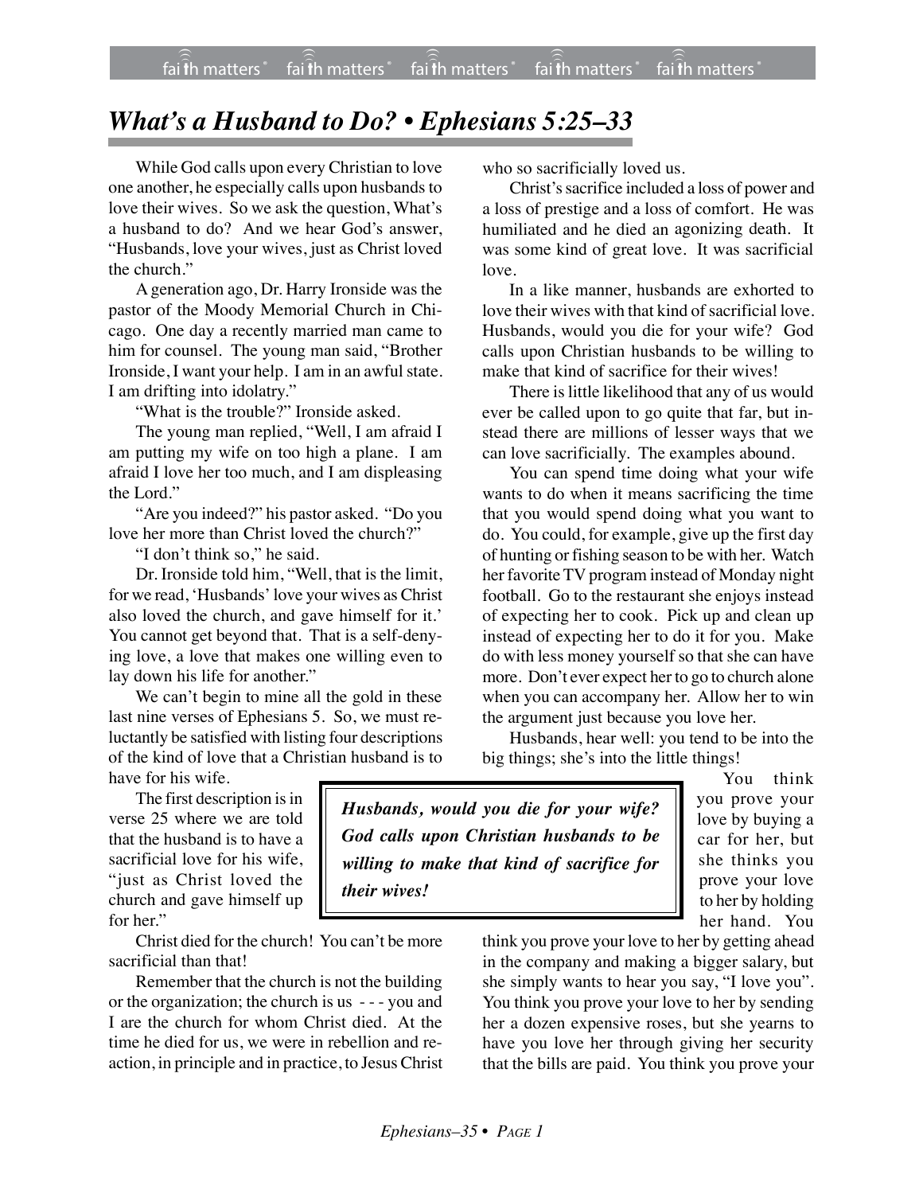# *What's a Husband to Do? • Ephesians 5:25–33*

While God calls upon every Christian to love one another, he especially calls upon husbands to love their wives. So we ask the question, What's a husband to do? And we hear God's answer, "Husbands, love your wives, just as Christ loved the church."

A generation ago, Dr. Harry Ironside was the pastor of the Moody Memorial Church in Chicago. One day a recently married man came to him for counsel. The young man said, "Brother Ironside, I want your help. I am in an awful state. I am drifting into idolatry."

"What is the trouble?" Ironside asked.

The young man replied, "Well, I am afraid I am putting my wife on too high a plane. I am afraid I love her too much, and I am displeasing the Lord."

"Are you indeed?" his pastor asked. "Do you love her more than Christ loved the church?"

"I don't think so," he said.

Dr. Ironside told him, "Well, that is the limit, for we read, 'Husbands' love your wives as Christ also loved the church, and gave himself for it.' You cannot get beyond that. That is a self-denying love, a love that makes one willing even to lay down his life for another."

We can't begin to mine all the gold in these last nine verses of Ephesians 5. So, we must reluctantly be satisfied with listing four descriptions of the kind of love that a Christian husband is to have for his wife.

The first description is in verse 25 where we are told that the husband is to have a sacrificial love for his wife, "just as Christ loved the church and gave himself up for her."

Christ died for the church! You can't be more sacrificial than that!

Remember that the church is not the building or the organization; the church is us - - - you and I are the church for whom Christ died. At the time he died for us, we were in rebellion and reaction, in principle and in practice, to Jesus Christ who so sacrificially loved us.

Christ's sacrifice included a loss of power and a loss of prestige and a loss of comfort. He was humiliated and he died an agonizing death. It was some kind of great love. It was sacrificial love.

In a like manner, husbands are exhorted to love their wives with that kind of sacrificial love. Husbands, would you die for your wife? God calls upon Christian husbands to be willing to make that kind of sacrifice for their wives!

There is little likelihood that any of us would ever be called upon to go quite that far, but instead there are millions of lesser ways that we can love sacrificially. The examples abound.

You can spend time doing what your wife wants to do when it means sacrificing the time that you would spend doing what you want to do. You could, for example, give up the first day of hunting or fishing season to be with her. Watch her favorite TV program instead of Monday night football. Go to the restaurant she enjoys instead of expecting her to cook. Pick up and clean up instead of expecting her to do it for you. Make do with less money yourself so that she can have more. Don't ever expect her to go to church alone when you can accompany her. Allow her to win the argument just because you love her.

Husbands, hear well: you tend to be into the big things; she's into the little things!

> ***Husbands, would you die for your wife? God calls upon Christian husbands to be willing to make that kind of sacrifice for their wives!***

You think you prove your love by buying a car for her, but she thinks you prove your love to her by holding her hand. You think you prove your love to her by getting ahead in the company and making a bigger salary, but she simply wants to hear you say, "I love you". You think you prove your love to her by sending her a dozen expensive roses, but she yearns to have you love her through giving her security that the bills are paid. You think you prove your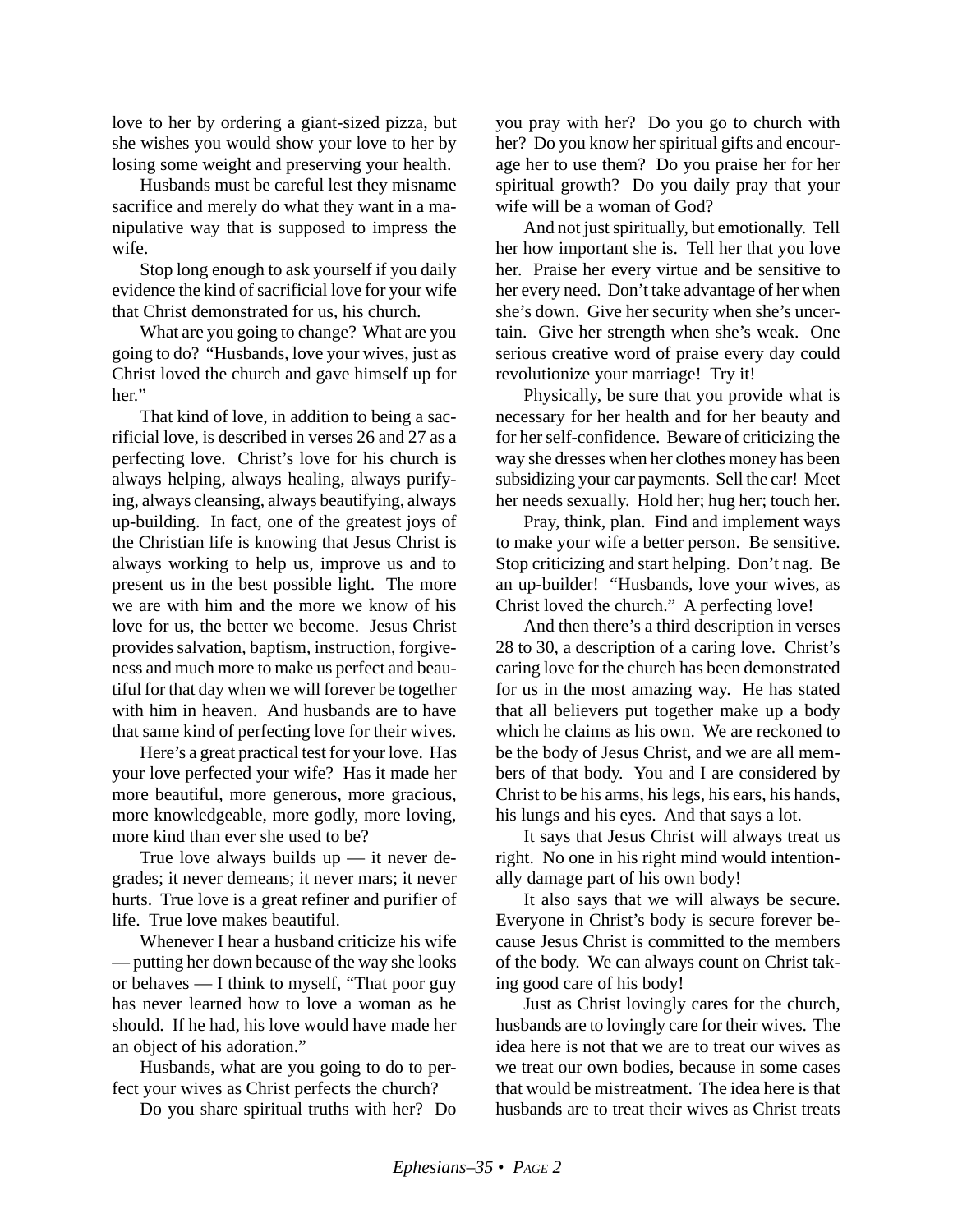love to her by ordering a giant-sized pizza, but she wishes you would show your love to her by losing some weight and preserving your health.

Husbands must be careful lest they misname sacrifice and merely do what they want in a manipulative way that is supposed to impress the wife.

Stop long enough to ask yourself if you daily evidence the kind of sacrificial love for your wife that Christ demonstrated for us, his church.

What are you going to change? What are you going to do? "Husbands, love your wives, just as Christ loved the church and gave himself up for her."

That kind of love, in addition to being a sacrificial love, is described in verses 26 and 27 as a perfecting love. Christ's love for his church is always helping, always healing, always purifying, always cleansing, always beautifying, always up-building. In fact, one of the greatest joys of the Christian life is knowing that Jesus Christ is always working to help us, improve us and to present us in the best possible light. The more we are with him and the more we know of his love for us, the better we become. Jesus Christ provides salvation, baptism, instruction, forgiveness and much more to make us perfect and beautiful for that day when we will forever be together with him in heaven. And husbands are to have that same kind of perfecting love for their wives.

Here's a great practical test for your love. Has your love perfected your wife? Has it made her more beautiful, more generous, more gracious, more knowledgeable, more godly, more loving, more kind than ever she used to be?

True love always builds up — it never degrades; it never demeans; it never mars; it never hurts. True love is a great refiner and purifier of life. True love makes beautiful.

Whenever I hear a husband criticize his wife — putting her down because of the way she looks or behaves — I think to myself, "That poor guy has never learned how to love a woman as he should. If he had, his love would have made her an object of his adoration."

Husbands, what are you going to do to perfect your wives as Christ perfects the church?

Do you share spiritual truths with her? Do you pray with her? Do you go to church with her? Do you know her spiritual gifts and encourage her to use them? Do you praise her for her spiritual growth? Do you daily pray that your wife will be a woman of God?

And not just spiritually, but emotionally. Tell her how important she is. Tell her that you love her. Praise her every virtue and be sensitive to her every need. Don't take advantage of her when she's down. Give her security when she's uncertain. Give her strength when she's weak. One serious creative word of praise every day could revolutionize your marriage! Try it!

Physically, be sure that you provide what is necessary for her health and for her beauty and for her self-confidence. Beware of criticizing the way she dresses when her clothes money has been subsidizing your car payments. Sell the car! Meet her needs sexually. Hold her; hug her; touch her.

Pray, think, plan. Find and implement ways to make your wife a better person. Be sensitive. Stop criticizing and start helping. Don't nag. Be an up-builder! "Husbands, love your wives, as Christ loved the church." A perfecting love!

And then there's a third description in verses 28 to 30, a description of a caring love. Christ's caring love for the church has been demonstrated for us in the most amazing way. He has stated that all believers put together make up a body which he claims as his own. We are reckoned to be the body of Jesus Christ, and we are all members of that body. You and I are considered by Christ to be his arms, his legs, his ears, his hands, his lungs and his eyes. And that says a lot.

It says that Jesus Christ will always treat us right. No one in his right mind would intentionally damage part of his own body!

It also says that we will always be secure. Everyone in Christ's body is secure forever because Jesus Christ is committed to the members of the body. We can always count on Christ taking good care of his body!

Just as Christ lovingly cares for the church, husbands are to lovingly care for their wives. The idea here is not that we are to treat our wives as we treat our own bodies, because in some cases that would be mistreatment. The idea here is that husbands are to treat their wives as Christ treats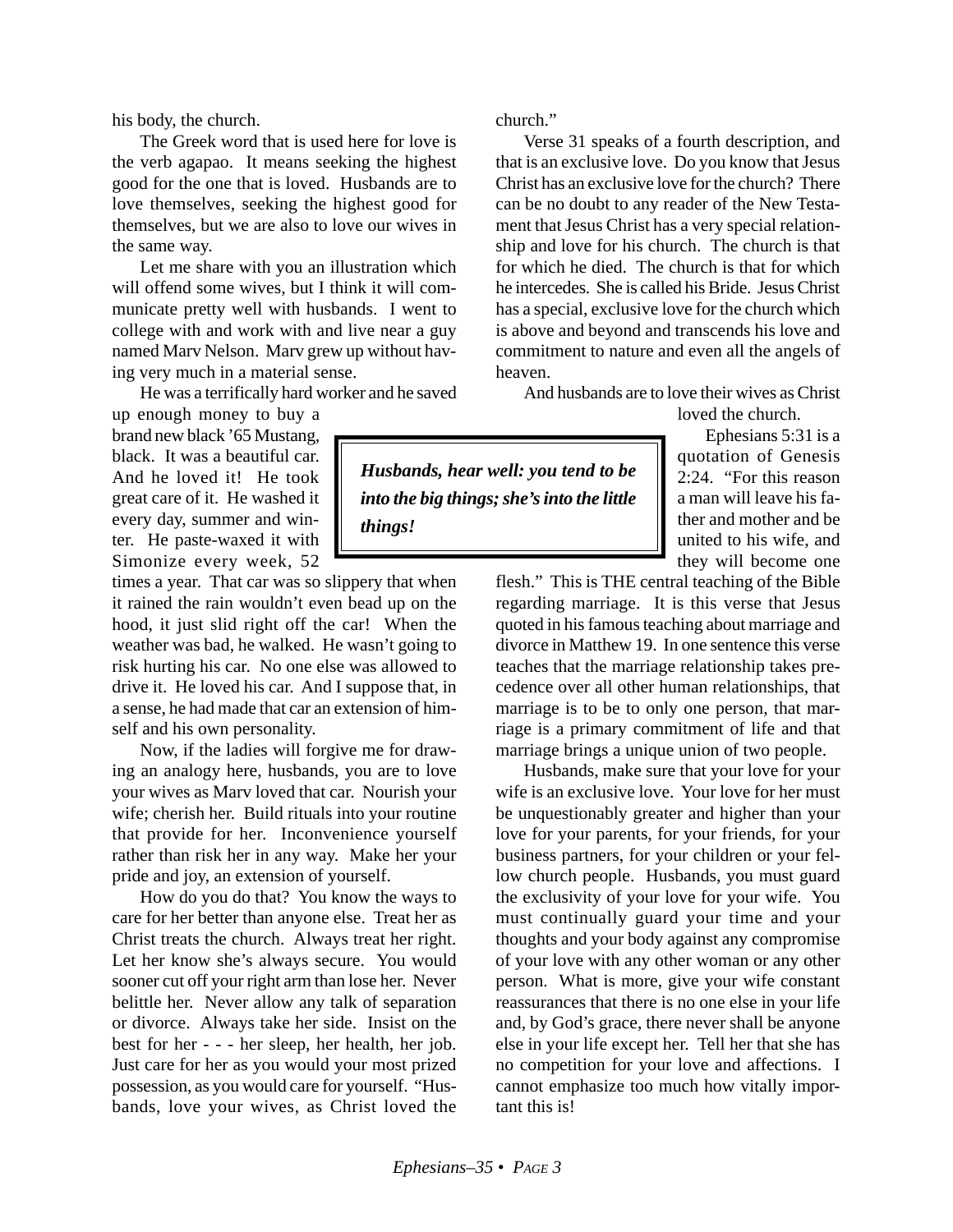his body, the church.

The Greek word that is used here for love is the verb agapao. It means seeking the highest good for the one that is loved. Husbands are to love themselves, seeking the highest good for themselves, but we are also to love our wives in the same way.

Let me share with you an illustration which will offend some wives, but I think it will communicate pretty well with husbands. I went to college with and work with and live near a guy named Marv Nelson. Marv grew up without having very much in a material sense.

He was a terrifically hard worker and he saved up enough money to buy a brand new black '65 Mustang, black. It was a beautiful car. And he loved it! He took great care of it. He washed it every day, summer and winter. He paste-waxed it with Simonize every week, 52 times a year. That car was so slippery that when it rained the rain wouldn't even bead up on the hood, it just slid right off the car! When the weather was bad, he walked. He wasn't going to risk hurting his car. No one else was allowed to drive it. He loved his car. And I suppose that, in a sense, he had made that car an extension of himself and his own personality.

> ***Husbands, hear well: you tend to be into the big things; she's into the little things!***

Now, if the ladies will forgive me for drawing an analogy here, husbands, you are to love your wives as Marv loved that car. Nourish your wife; cherish her. Build rituals into your routine that provide for her. Inconvenience yourself rather than risk her in any way. Make her your pride and joy, an extension of yourself.

How do you do that? You know the ways to care for her better than anyone else. Treat her as Christ treats the church. Always treat her right. Let her know she's always secure. You would sooner cut off your right arm than lose her. Never belittle her. Never allow any talk of separation or divorce. Always take her side. Insist on the best for her - - - her sleep, her health, her job. Just care for her as you would your most prized possession, as you would care for yourself. "Husbands, love your wives, as Christ loved the church."

Verse 31 speaks of a fourth description, and that is an exclusive love. Do you know that Jesus Christ has an exclusive love for the church? There can be no doubt to any reader of the New Testament that Jesus Christ has a very special relationship and love for his church. The church is that for which he died. The church is that for which he intercedes. She is called his Bride. Jesus Christ has a special, exclusive love for the church which is above and beyond and transcends his love and commitment to nature and even all the angels of heaven.

And husbands are to love their wives as Christ loved the church.

Ephesians 5:31 is a quotation of Genesis 2:24. "For this reason a man will leave his father and mother and be united to his wife, and they will become one flesh." This is THE central teaching of the Bible regarding marriage. It is this verse that Jesus quoted in his famous teaching about marriage and divorce in Matthew 19. In one sentence this verse teaches that the marriage relationship takes precedence over all other human relationships, that marriage is to be to only one person, that marriage is a primary commitment of life and that marriage brings a unique union of two people.

Husbands, make sure that your love for your wife is an exclusive love. Your love for her must be unquestionably greater and higher than your love for your parents, for your friends, for your business partners, for your children or your fellow church people. Husbands, you must guard the exclusivity of your love for your wife. You must continually guard your time and your thoughts and your body against any compromise of your love with any other woman or any other person. What is more, give your wife constant reassurances that there is no one else in your life and, by God's grace, there never shall be anyone else in your life except her. Tell her that she has no competition for your love and affections. I cannot emphasize too much how vitally important this is!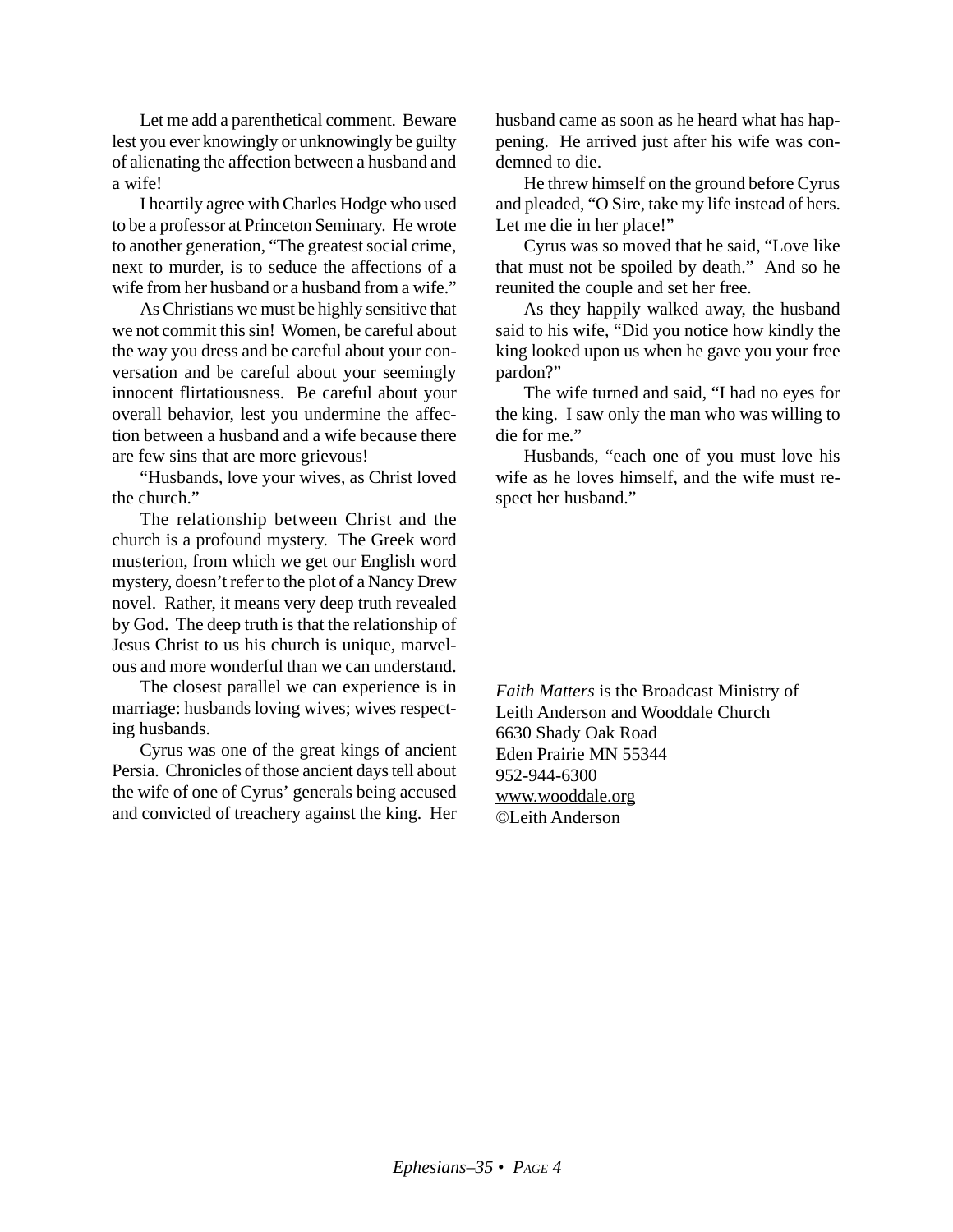Let me add a parenthetical comment. Beware lest you ever knowingly or unknowingly be guilty of alienating the affection between a husband and a wife!

I heartily agree with Charles Hodge who used to be a professor at Princeton Seminary. He wrote to another generation, "The greatest social crime, next to murder, is to seduce the affections of a wife from her husband or a husband from a wife."

As Christians we must be highly sensitive that we not commit this sin! Women, be careful about the way you dress and be careful about your conversation and be careful about your seemingly innocent flirtatiousness. Be careful about your overall behavior, lest you undermine the affection between a husband and a wife because there are few sins that are more grievous!

"Husbands, love your wives, as Christ loved the church."

The relationship between Christ and the church is a profound mystery. The Greek word musterion, from which we get our English word mystery, doesn't refer to the plot of a Nancy Drew novel. Rather, it means very deep truth revealed by God. The deep truth is that the relationship of Jesus Christ to us his church is unique, marvelous and more wonderful than we can understand.

The closest parallel we can experience is in marriage: husbands loving wives; wives respecting husbands.

Cyrus was one of the great kings of ancient Persia. Chronicles of those ancient days tell about the wife of one of Cyrus' generals being accused and convicted of treachery against the king. Her husband came as soon as he heard what has happening. He arrived just after his wife was condemned to die.

He threw himself on the ground before Cyrus and pleaded, "O Sire, take my life instead of hers. Let me die in her place!"

Cyrus was so moved that he said, "Love like that must not be spoiled by death." And so he reunited the couple and set her free.

As they happily walked away, the husband said to his wife, "Did you notice how kindly the king looked upon us when he gave you your free pardon?"

The wife turned and said, "I had no eyes for the king. I saw only the man who was willing to die for me."

Husbands, "each one of you must love his wife as he loves himself, and the wife must respect her husband."

*Faith Matters* is the Broadcast Ministry of
Leith Anderson and Wooddale Church
6630 Shady Oak Road
Eden Prairie MN 55344
952-944-6300
www.wooddale.org
©Leith Anderson